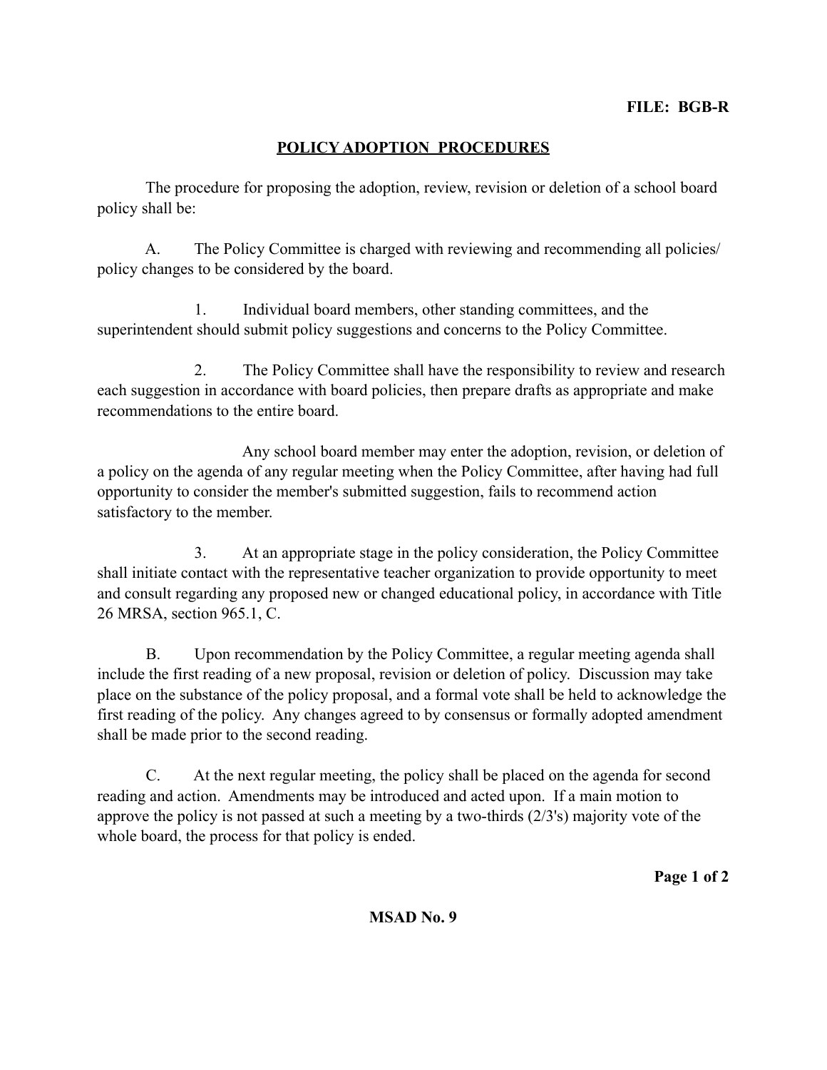**FILE: BGB-R**

# POLICY ADOPTION PROCEDURES

The procedure for proposing the adoption, review, revision or deletion of a school board policy shall be:

A. The Policy Committee is charged with reviewing and recommending all policies/ policy changes to be considered by the board.

1. Individual board members, other standing committees, and the superintendent should submit policy suggestions and concerns to the Policy Committee.

2. The Policy Committee shall have the responsibility to review and research each suggestion in accordance with board policies, then prepare drafts as appropriate and make recommendations to the entire board.

   Any school board member may enter the adoption, revision, or deletion of a policy on the agenda of any regular meeting when the Policy Committee, after having had full opportunity to consider the member's submitted suggestion, fails to recommend action satisfactory to the member.

3. At an appropriate stage in the policy consideration, the Policy Committee shall initiate contact with the representative teacher organization to provide opportunity to meet and consult regarding any proposed new or changed educational policy, in accordance with Title 26 MRSA, section 965.1, C.

B. Upon recommendation by the Policy Committee, a regular meeting agenda shall include the first reading of a new proposal, revision or deletion of policy. Discussion may take place on the substance of the policy proposal, and a formal vote shall be held to acknowledge the first reading of the policy. Any changes agreed to by consensus or formally adopted amendment shall be made prior to the second reading.

C. At the next regular meeting, the policy shall be placed on the agenda for second reading and action. Amendments may be introduced and acted upon. If a main motion to approve the policy is not passed at such a meeting by a two-thirds (2/3's) majority vote of the whole board, the process for that policy is ended.

**MSAD No. 9**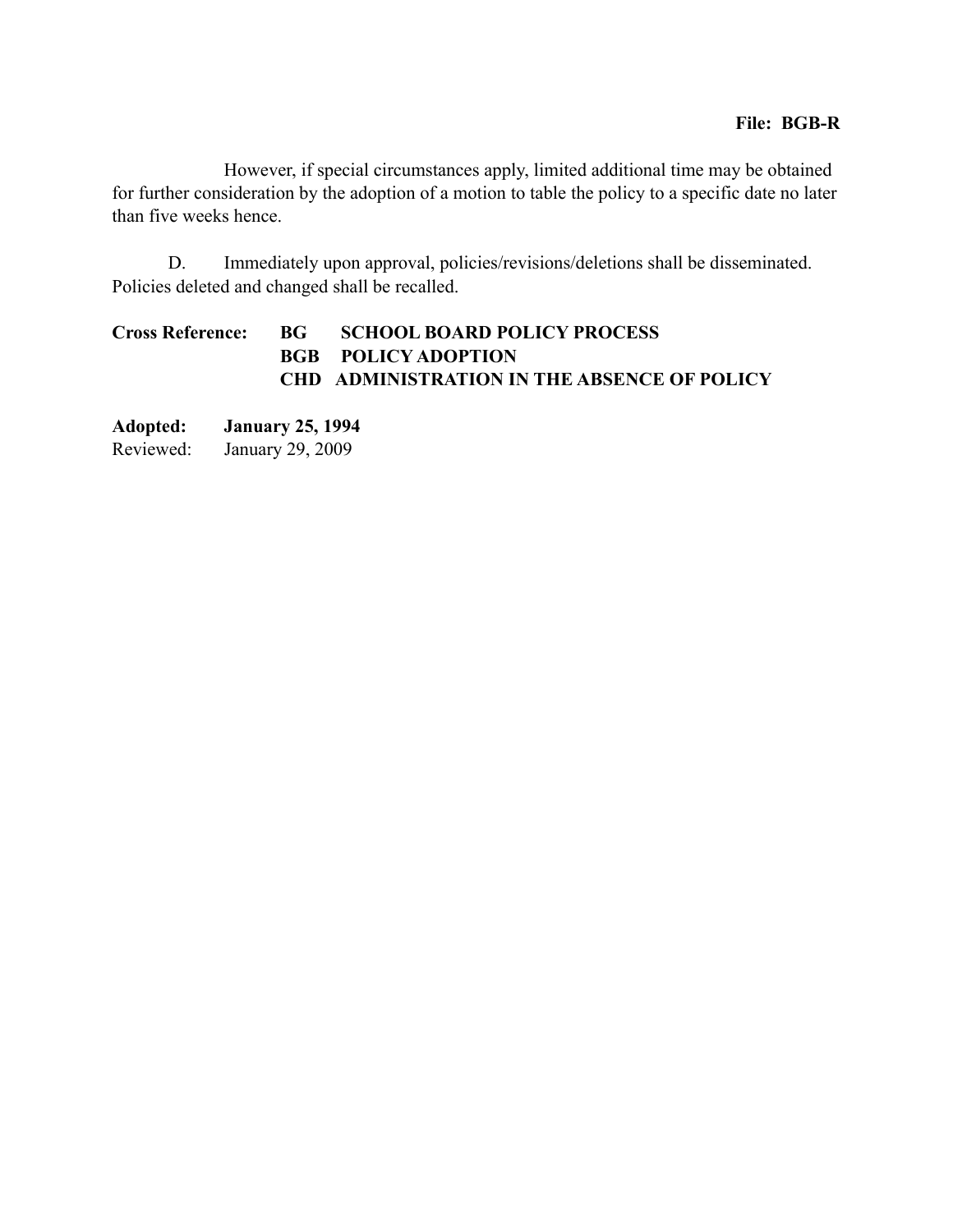However, if special circumstances apply, limited additional time may be obtained for further consideration by the adoption of a motion to table the policy to a specific date no later than five weeks hence.

D. Immediately upon approval, policies/revisions/deletions shall be disseminated. Policies deleted and changed shall be recalled.

**Cross Reference:** **BG SCHOOL BOARD POLICY PROCESS**
**BGB POLICY ADOPTION**
**CHD ADMINISTRATION IN THE ABSENCE OF POLICY**

**Adopted: January 25, 1994**
Reviewed: January 29, 2009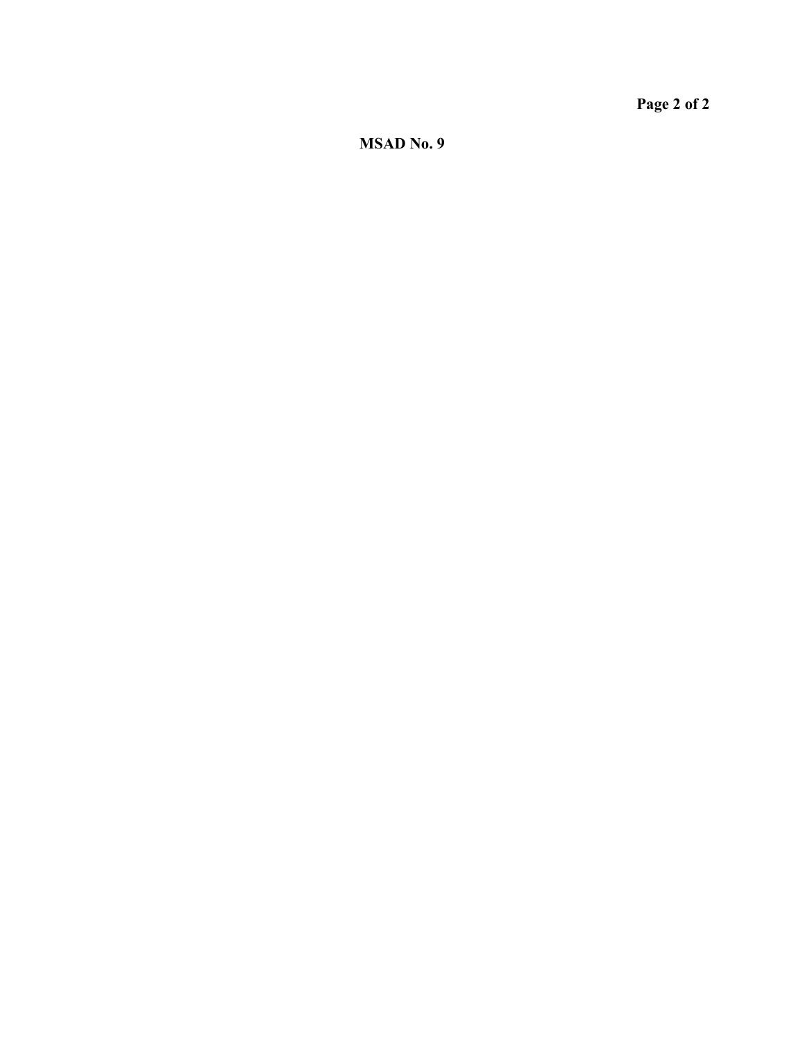**MSAD No. 9**